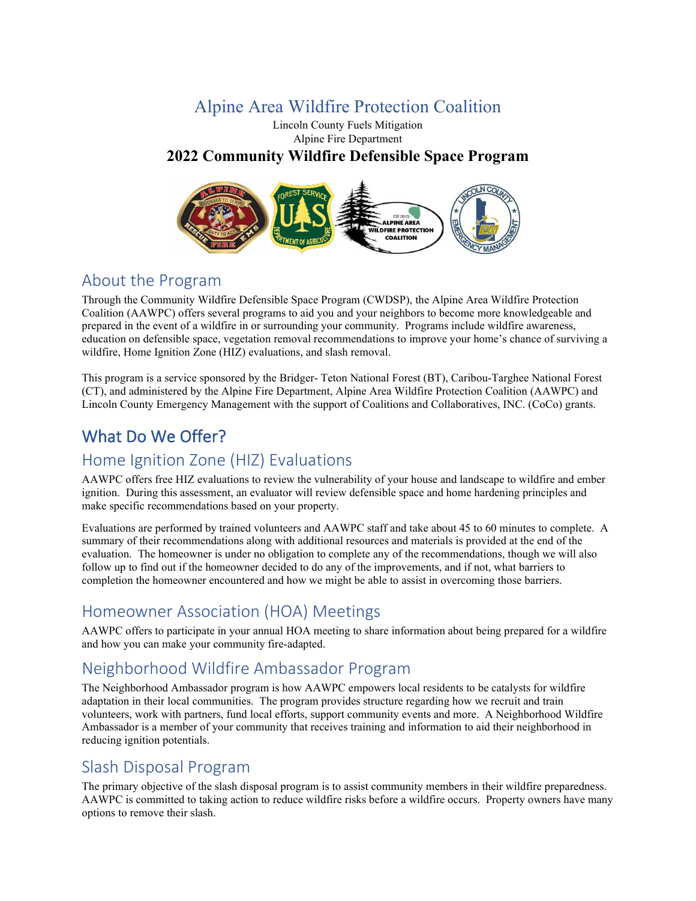# Alpine Area Wildfire Protection Coalition

Lincoln County Fuels Mitigation
Alpine Fire Department

**2022 Community Wildfire Defensible Space Program**

## About the Program

Through the Community Wildfire Defensible Space Program (CWDSP), the Alpine Area Wildfire Protection Coalition (AAWPC) offers several programs to aid you and your neighbors to become more knowledgeable and prepared in the event of a wildfire in or surrounding your community. Programs include wildfire awareness, education on defensible space, vegetation removal recommendations to improve your home's chance of surviving a wildfire, Home Ignition Zone (HIZ) evaluations, and slash removal.

This program is a service sponsored by the Bridger- Teton National Forest (BT), Caribou-Targhee National Forest (CT), and administered by the Alpine Fire Department, Alpine Area Wildfire Protection Coalition (AAWPC) and Lincoln County Emergency Management with the support of Coalitions and Collaboratives, INC. (CoCo) grants.

## What Do We Offer?

### Home Ignition Zone (HIZ) Evaluations

AAWPC offers free HIZ evaluations to review the vulnerability of your house and landscape to wildfire and ember ignition. During this assessment, an evaluator will review defensible space and home hardening principles and make specific recommendations based on your property.

Evaluations are performed by trained volunteers and AAWPC staff and take about 45 to 60 minutes to complete. A summary of their recommendations along with additional resources and materials is provided at the end of the evaluation. The homeowner is under no obligation to complete any of the recommendations, though we will also follow up to find out if the homeowner decided to do any of the improvements, and if not, what barriers to completion the homeowner encountered and how we might be able to assist in overcoming those barriers.

### Homeowner Association (HOA) Meetings

AAWPC offers to participate in your annual HOA meeting to share information about being prepared for a wildfire and how you can make your community fire-adapted.

### Neighborhood Wildfire Ambassador Program

The Neighborhood Ambassador program is how AAWPC empowers local residents to be catalysts for wildfire adaptation in their local communities. The program provides structure regarding how we recruit and train volunteers, work with partners, fund local efforts, support community events and more. A Neighborhood Wildfire Ambassador is a member of your community that receives training and information to aid their neighborhood in reducing ignition potentials.

### Slash Disposal Program

The primary objective of the slash disposal program is to assist community members in their wildfire preparedness. AAWPC is committed to taking action to reduce wildfire risks before a wildfire occurs. Property owners have many options to remove their slash.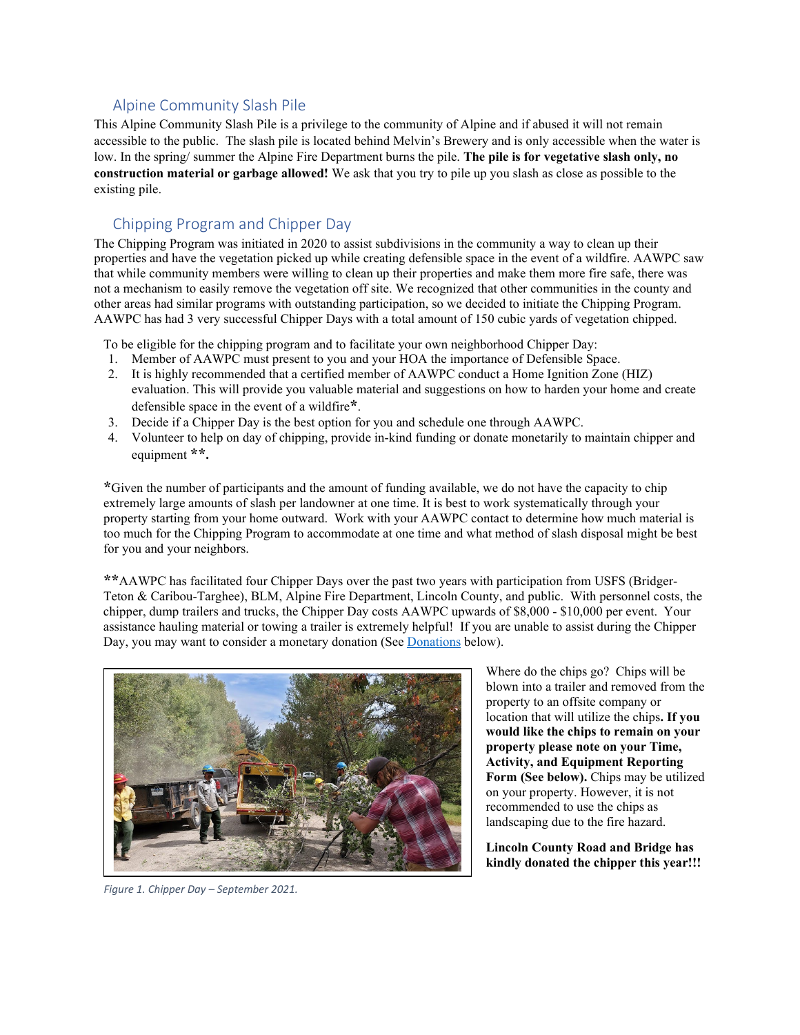## Alpine Community Slash Pile

This Alpine Community Slash Pile is a privilege to the community of Alpine and if abused it will not remain accessible to the public. The slash pile is located behind Melvin's Brewery and is only accessible when the water is low. In the spring/ summer the Alpine Fire Department burns the pile. **The pile is for vegetative slash only, no construction material or garbage allowed!** We ask that you try to pile up you slash as close as possible to the existing pile.

## Chipping Program and Chipper Day

The Chipping Program was initiated in 2020 to assist subdivisions in the community a way to clean up their properties and have the vegetation picked up while creating defensible space in the event of a wildfire. AAWPC saw that while community members were willing to clean up their properties and make them more fire safe, there was not a mechanism to easily remove the vegetation off site. We recognized that other communities in the county and other areas had similar programs with outstanding participation, so we decided to initiate the Chipping Program. AAWPC has had 3 very successful Chipper Days with a total amount of 150 cubic yards of vegetation chipped.

To be eligible for the chipping program and to facilitate your own neighborhood Chipper Day:

1. Member of AAWPC must present to you and your HOA the importance of Defensible Space.
2. It is highly recommended that a certified member of AAWPC conduct a Home Ignition Zone (HIZ) evaluation. This will provide you valuable material and suggestions on how to harden your home and create defensible space in the event of a wildfire**\***.
3. Decide if a Chipper Day is the best option for you and schedule one through AAWPC.
4. Volunteer to help on day of chipping, provide in-kind funding or donate monetarily to maintain chipper and equipment **\*\*.**

**\***Given the number of participants and the amount of funding available, we do not have the capacity to chip extremely large amounts of slash per landowner at one time. It is best to work systematically through your property starting from your home outward. Work with your AAWPC contact to determine how much material is too much for the Chipping Program to accommodate at one time and what method of slash disposal might be best for you and your neighbors.

**\*\***AAWPC has facilitated four Chipper Days over the past two years with participation from USFS (Bridger-Teton & Caribou-Targhee), BLM, Alpine Fire Department, Lincoln County, and public. With personnel costs, the chipper, dump trailers and trucks, the Chipper Day costs AAWPC upwards of $8,000 - $10,000 per event. Your assistance hauling material or towing a trailer is extremely helpful! If you are unable to assist during the Chipper Day, you may want to consider a monetary donation (See [Donations](#) below).

*Figure 1. Chipper Day – September 2021.*

Where do the chips go? Chips will be blown into a trailer and removed from the property to an offsite company or location that will utilize the chips**. If you would like the chips to remain on your property please note on your Time, Activity, and Equipment Reporting Form (See below).** Chips may be utilized on your property. However, it is not recommended to use the chips as landscaping due to the fire hazard.

**Lincoln County Road and Bridge has kindly donated the chipper this year!!!**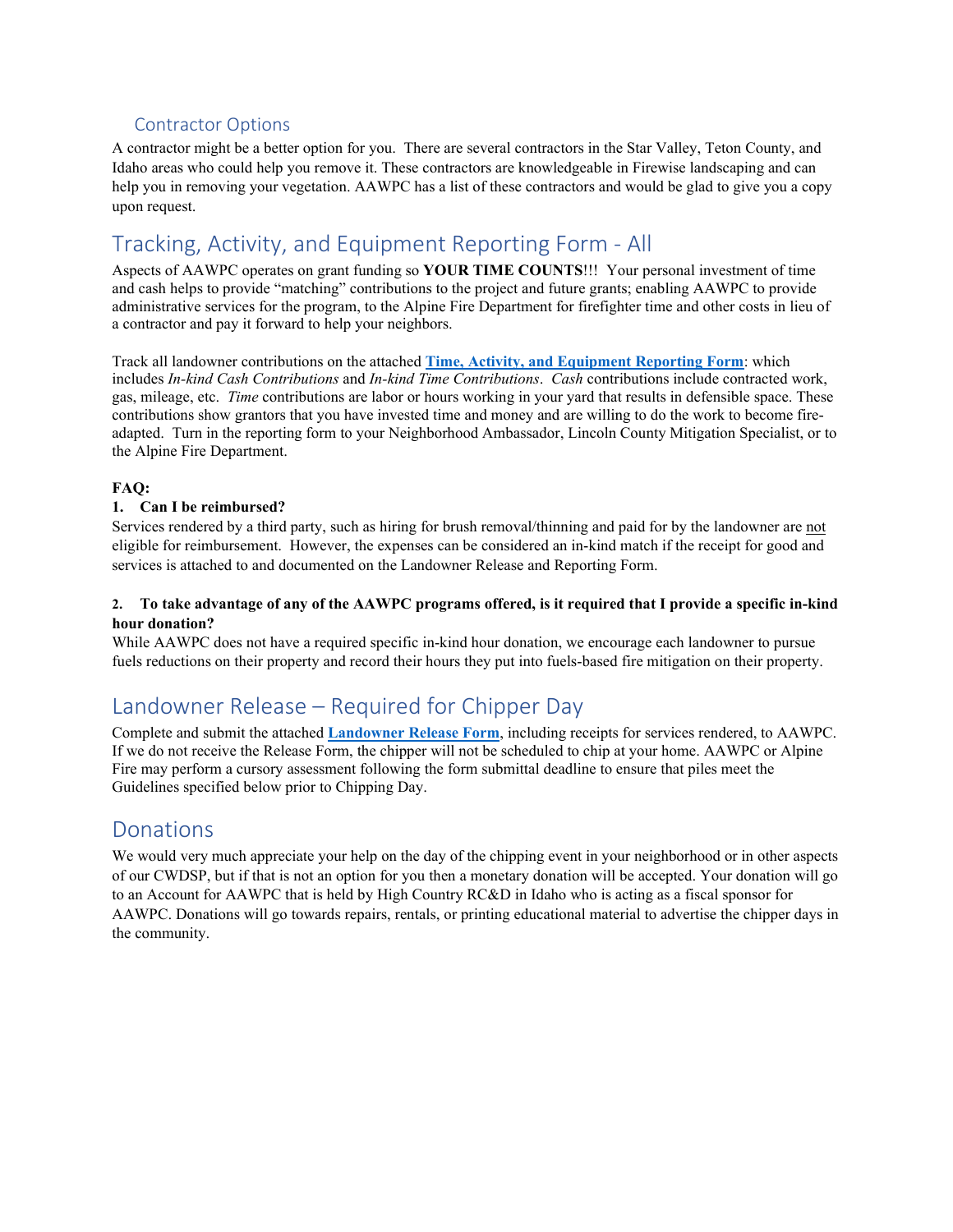### Contractor Options

A contractor might be a better option for you. There are several contractors in the Star Valley, Teton County, and Idaho areas who could help you remove it. These contractors are knowledgeable in Firewise landscaping and can help you in removing your vegetation. AAWPC has a list of these contractors and would be glad to give you a copy upon request.

## Tracking, Activity, and Equipment Reporting Form - All

Aspects of AAWPC operates on grant funding so **YOUR TIME COUNTS**!!! Your personal investment of time and cash helps to provide "matching" contributions to the project and future grants; enabling AAWPC to provide administrative services for the program, to the Alpine Fire Department for firefighter time and other costs in lieu of a contractor and pay it forward to help your neighbors.

Track all landowner contributions on the attached **Time, Activity, and Equipment Reporting Form**: which includes *In-kind Cash Contributions* and *In-kind Time Contributions*. *Cash* contributions include contracted work, gas, mileage, etc. *Time* contributions are labor or hours working in your yard that results in defensible space. These contributions show grantors that you have invested time and money and are willing to do the work to become fire-adapted. Turn in the reporting form to your Neighborhood Ambassador, Lincoln County Mitigation Specialist, or to the Alpine Fire Department.

**FAQ:**

**1. Can I be reimbursed?**

Services rendered by a third party, such as hiring for brush removal/thinning and paid for by the landowner are not eligible for reimbursement. However, the expenses can be considered an in-kind match if the receipt for good and services is attached to and documented on the Landowner Release and Reporting Form.

**2. To take advantage of any of the AAWPC programs offered, is it required that I provide a specific in-kind hour donation?**

While AAWPC does not have a required specific in-kind hour donation, we encourage each landowner to pursue fuels reductions on their property and record their hours they put into fuels-based fire mitigation on their property.

## Landowner Release – Required for Chipper Day

Complete and submit the attached **Landowner Release Form**, including receipts for services rendered, to AAWPC. If we do not receive the Release Form, the chipper will not be scheduled to chip at your home. AAWPC or Alpine Fire may perform a cursory assessment following the form submittal deadline to ensure that piles meet the Guidelines specified below prior to Chipping Day.

## Donations

We would very much appreciate your help on the day of the chipping event in your neighborhood or in other aspects of our CWDSP, but if that is not an option for you then a monetary donation will be accepted. Your donation will go to an Account for AAWPC that is held by High Country RC&D in Idaho who is acting as a fiscal sponsor for AAWPC. Donations will go towards repairs, rentals, or printing educational material to advertise the chipper days in the community.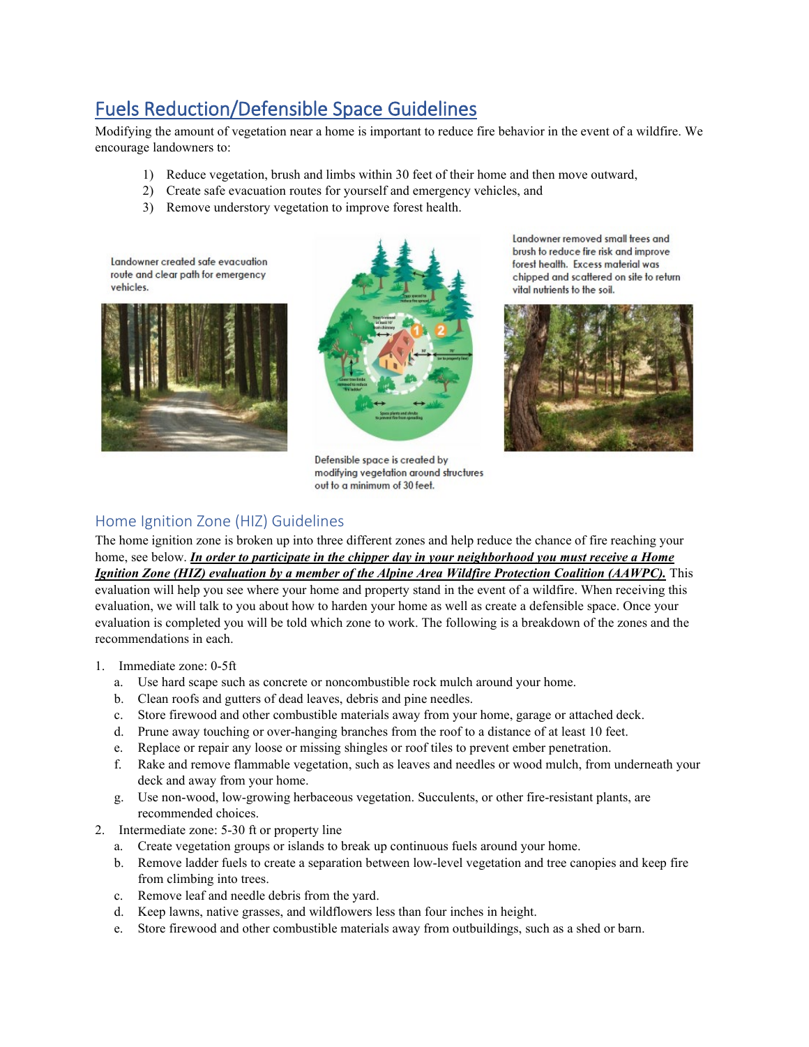## Fuels Reduction/Defensible Space Guidelines

Modifying the amount of vegetation near a home is important to reduce fire behavior in the event of a wildfire. We encourage landowners to:

1) Reduce vegetation, brush and limbs within 30 feet of their home and then move outward,
2) Create safe evacuation routes for yourself and emergency vehicles, and
3) Remove understory vegetation to improve forest health.

Landowner created safe evacuation route and clear path for emergency vehicles.

Defensible space is created by modifying vegetation around structures out to a minimum of 30 feet.

Landowner removed small trees and brush to reduce fire risk and improve forest health. Excess material was chipped and scattered on site to return vital nutrients to the soil.

### Home Ignition Zone (HIZ) Guidelines

The home ignition zone is broken up into three different zones and help reduce the chance of fire reaching your home, see below. ***In order to participate in the chipper day in your neighborhood you must receive a Home Ignition Zone (HIZ) evaluation by a member of the Alpine Area Wildfire Protection Coalition (AAWPC).*** This evaluation will help you see where your home and property stand in the event of a wildfire. When receiving this evaluation, we will talk to you about how to harden your home as well as create a defensible space. Once your evaluation is completed you will be told which zone to work. The following is a breakdown of the zones and the recommendations in each.

1. Immediate zone: 0-5ft
   a. Use hard scape such as concrete or noncombustible rock mulch around your home.
   b. Clean roofs and gutters of dead leaves, debris and pine needles.
   c. Store firewood and other combustible materials away from your home, garage or attached deck.
   d. Prune away touching or over-hanging branches from the roof to a distance of at least 10 feet.
   e. Replace or repair any loose or missing shingles or roof tiles to prevent ember penetration.
   f. Rake and remove flammable vegetation, such as leaves and needles or wood mulch, from underneath your deck and away from your home.
   g. Use non-wood, low-growing herbaceous vegetation. Succulents, or other fire-resistant plants, are recommended choices.
2. Intermediate zone: 5-30 ft or property line
   a. Create vegetation groups or islands to break up continuous fuels around your home.
   b. Remove ladder fuels to create a separation between low-level vegetation and tree canopies and keep fire from climbing into trees.
   c. Remove leaf and needle debris from the yard.
   d. Keep lawns, native grasses, and wildflowers less than four inches in height.
   e. Store firewood and other combustible materials away from outbuildings, such as a shed or barn.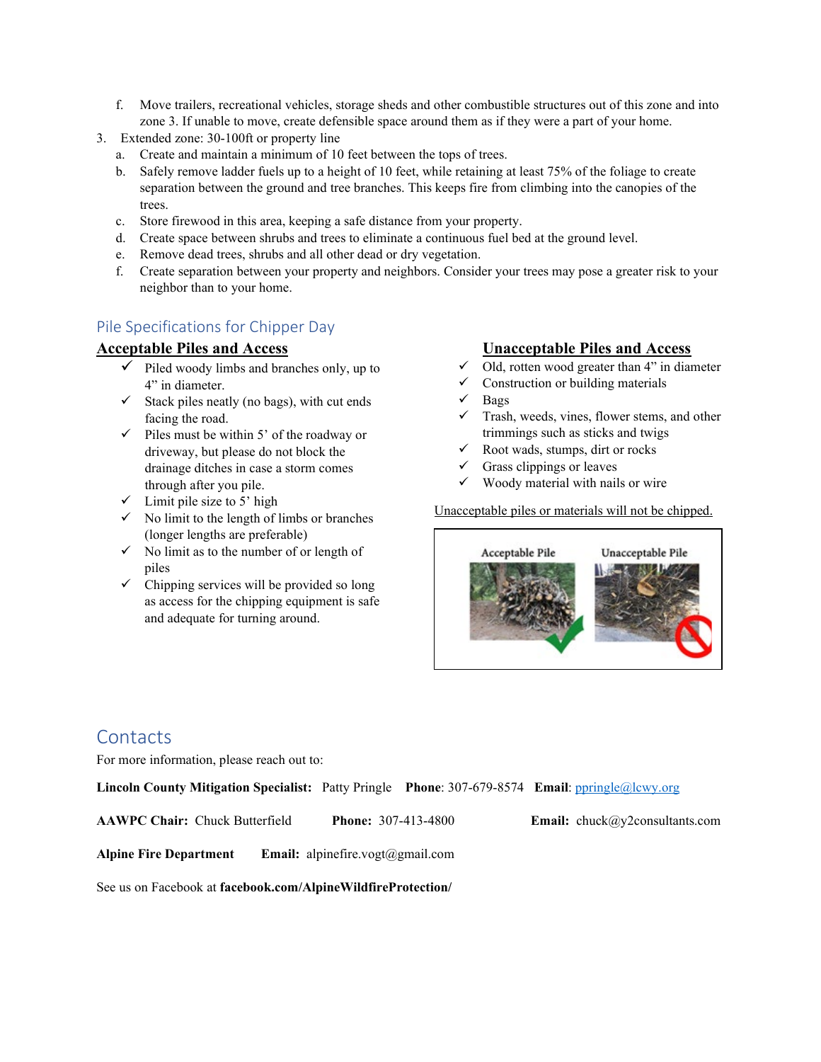f. Move trailers, recreational vehicles, storage sheds and other combustible structures out of this zone and into zone 3. If unable to move, create defensible space around them as if they were a part of your home.

3. Extended zone: 30-100ft or property line
   a. Create and maintain a minimum of 10 feet between the tops of trees.
   b. Safely remove ladder fuels up to a height of 10 feet, while retaining at least 75% of the foliage to create separation between the ground and tree branches. This keeps fire from climbing into the canopies of the trees.
   c. Store firewood in this area, keeping a safe distance from your property.
   d. Create space between shrubs and trees to eliminate a continuous fuel bed at the ground level.
   e. Remove dead trees, shrubs and all other dead or dry vegetation.
   f. Create separation between your property and neighbors. Consider your trees may pose a greater risk to your neighbor than to your home.

## Pile Specifications for Chipper Day

**Acceptable Piles and Access**

- ✓ Piled woody limbs and branches only, up to 4" in diameter.
- ✓ Stack piles neatly (no bags), with cut ends facing the road.
- ✓ Piles must be within 5' of the roadway or driveway, but please do not block the drainage ditches in case a storm comes through after you pile.
- ✓ Limit pile size to 5' high
- ✓ No limit to the length of limbs or branches (longer lengths are preferable)
- ✓ No limit as to the number of or length of piles
- ✓ Chipping services will be provided so long as access for the chipping equipment is safe and adequate for turning around.

**Unacceptable Piles and Access**

- ✓ Old, rotten wood greater than 4" in diameter
- ✓ Construction or building materials
- ✓ Bags
- ✓ Trash, weeds, vines, flower stems, and other trimmings such as sticks and twigs
- ✓ Root wads, stumps, dirt or rocks
- ✓ Grass clippings or leaves
- ✓ Woody material with nails or wire

Unacceptable piles or materials will not be chipped.

Acceptable Pile     Unacceptable Pile

## Contacts

For more information, please reach out to:

**Lincoln County Mitigation Specialist:** Patty Pringle **Phone**: 307-679-8574 **Email**: ppringle@lcwy.org

**AAWPC Chair:** Chuck Butterfield **Phone:** 307-413-4800 **Email:** chuck@y2consultants.com

**Alpine Fire Department** **Email:** alpinefire.vogt@gmail.com

See us on Facebook at **facebook.com/AlpineWildfireProtection/**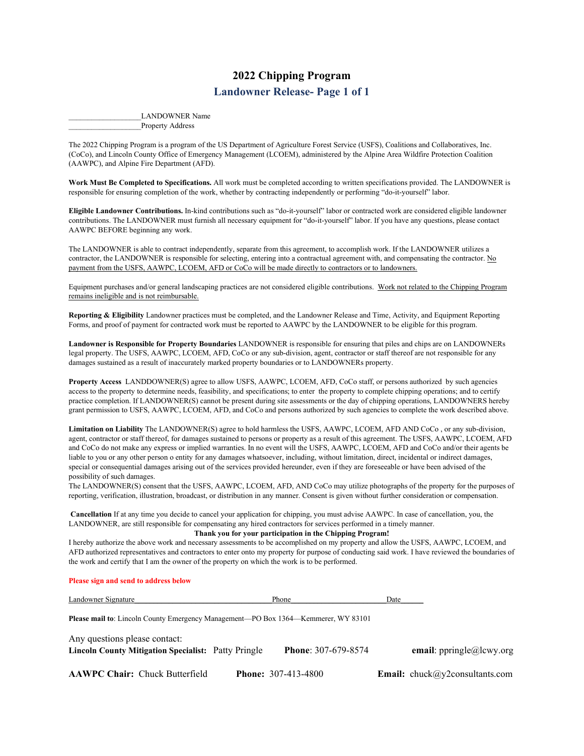# 2022 Chipping Program

## Landowner Release- Page 1 of 1

___________________LANDOWNER Name
___________________Property Address

The 2022 Chipping Program is a program of the US Department of Agriculture Forest Service (USFS), Coalitions and Collaboratives, Inc. (CoCo), and Lincoln County Office of Emergency Management (LCOEM), administered by the Alpine Area Wildfire Protection Coalition (AAWPC), and Alpine Fire Department (AFD).

**Work Must Be Completed to Specifications.** All work must be completed according to written specifications provided. The LANDOWNER is responsible for ensuring completion of the work, whether by contracting independently or performing "do-it-yourself" labor.

**Eligible Landowner Contributions.** In-kind contributions such as "do-it-yourself" labor or contracted work are considered eligible landowner contributions. The LANDOWNER must furnish all necessary equipment for "do-it-yourself" labor. If you have any questions, please contact AAWPC BEFORE beginning any work.

The LANDOWNER is able to contract independently, separate from this agreement, to accomplish work. If the LANDOWNER utilizes a contractor, the LANDOWNER is responsible for selecting, entering into a contractual agreement with, and compensating the contractor. No payment from the USFS, AAWPC, LCOEM, AFD or CoCo will be made directly to contractors or to landowners.

Equipment purchases and/or general landscaping practices are not considered eligible contributions. Work not related to the Chipping Program remains ineligible and is not reimbursable.

**Reporting & Eligibility** Landowner practices must be completed, and the Landowner Release and Time, Activity, and Equipment Reporting Forms, and proof of payment for contracted work must be reported to AAWPC by the LANDOWNER to be eligible for this program.

**Landowner is Responsible for Property Boundaries** LANDOWNER is responsible for ensuring that piles and chips are on LANDOWNERs legal property. The USFS, AAWPC, LCOEM, AFD, CoCo or any sub-division, agent, contractor or staff thereof are not responsible for any damages sustained as a result of inaccurately marked property boundaries or to LANDOWNERs property.

**Property Access** LANDDOWNER(S) agree to allow USFS, AAWPC, LCOEM, AFD, CoCo staff, or persons authorized by such agencies access to the property to determine needs, feasibility, and specifications; to enter the property to complete chipping operations; and to certify practice completion. If LANDOWNER(S) cannot be present during site assessments or the day of chipping operations, LANDOWNERS hereby grant permission to USFS, AAWPC, LCOEM, AFD, and CoCo and persons authorized by such agencies to complete the work described above.

**Limitation on Liability** The LANDOWNER(S) agree to hold harmless the USFS, AAWPC, LCOEM, AFD AND CoCo , or any sub-division, agent, contractor or staff thereof, for damages sustained to persons or property as a result of this agreement. The USFS, AAWPC, LCOEM, AFD and CoCo do not make any express or implied warranties. In no event will the USFS, AAWPC, LCOEM, AFD and CoCo and/or their agents be liable to you or any other person o entity for any damages whatsoever, including, without limitation, direct, incidental or indirect damages, special or consequential damages arising out of the services provided hereunder, even if they are foreseeable or have been advised of the possibility of such damages.
The LANDOWNER(S) consent that the USFS, AAWPC, LCOEM, AFD, AND CoCo may utilize photographs of the property for the purposes of reporting, verification, illustration, broadcast, or distribution in any manner. Consent is given without further consideration or compensation.

**Cancellation** If at any time you decide to cancel your application for chipping, you must advise AAWPC. In case of cancellation, you, the LANDOWNER, are still responsible for compensating any hired contractors for services performed in a timely manner.

**Thank you for your participation in the Chipping Program!**

I hereby authorize the above work and necessary assessments to be accomplished on my property and allow the USFS, AAWPC, LCOEM, and AFD authorized representatives and contractors to enter onto my property for purpose of conducting said work. I have reviewed the boundaries of the work and certify that I am the owner of the property on which the work is to be performed.

**Please sign and send to address below**

Landowner Signature_________________________________ Phone_______________________ Date______

**Please mail to**: Lincoln County Emergency Management—PO Box 1364—Kemmerer, WY 83101

Any questions please contact:
**Lincoln County Mitigation Specialist:** Patty Pringle **Phone**: 307-679-8574 **email**: ppringle@lcwy.org

**AAWPC Chair:** Chuck Butterfield **Phone:** 307-413-4800 **Email:** chuck@y2consultants.com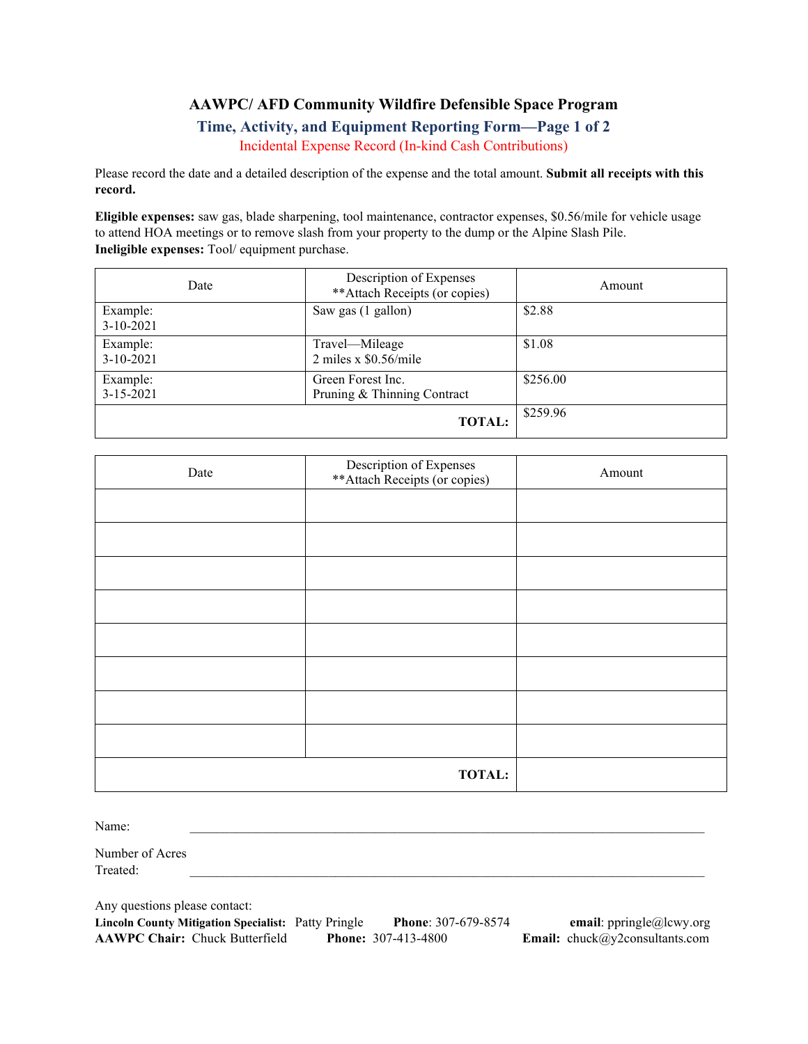# AAWPC/ AFD Community Wildfire Defensible Space Program

## Time, Activity, and Equipment Reporting Form—Page 1 of 2

Incidental Expense Record (In-kind Cash Contributions)

Please record the date and a detailed description of the expense and the total amount. **Submit all receipts with this record.**

**Eligible expenses:** saw gas, blade sharpening, tool maintenance, contractor expenses, $0.56/mile for vehicle usage to attend HOA meetings or to remove slash from your property to the dump or the Alpine Slash Pile.
**Ineligible expenses:** Tool/ equipment purchase.

| Date | Description of Expenses **Attach Receipts (or copies) | Amount |
|---|---|---|
| Example: 3-10-2021 | Saw gas (1 gallon) | $2.88 |
| Example: 3-10-2021 | Travel—Mileage 2 miles x $0.56/mile | $1.08 |
| Example: 3-15-2021 | Green Forest Inc. Pruning & Thinning Contract | $256.00 |
| | **TOTAL:** | $259.96 |

| Date | Description of Expenses **Attach Receipts (or copies) | Amount |
|---|---|---|
| | | |
| | | |
| | | |
| | | |
| | | |
| | | |
| | | |
| | | |
| | **TOTAL:** | |

Name: ______________________________________________

Number of Acres Treated: ______________________________________________

Any questions please contact:
**Lincoln County Mitigation Specialist:** Patty Pringle **Phone**: 307-679-8574 **email**: ppringle@lcwy.org
**AAWPC Chair:** Chuck Butterfield **Phone:** 307-413-4800 **Email:** chuck@y2consultants.com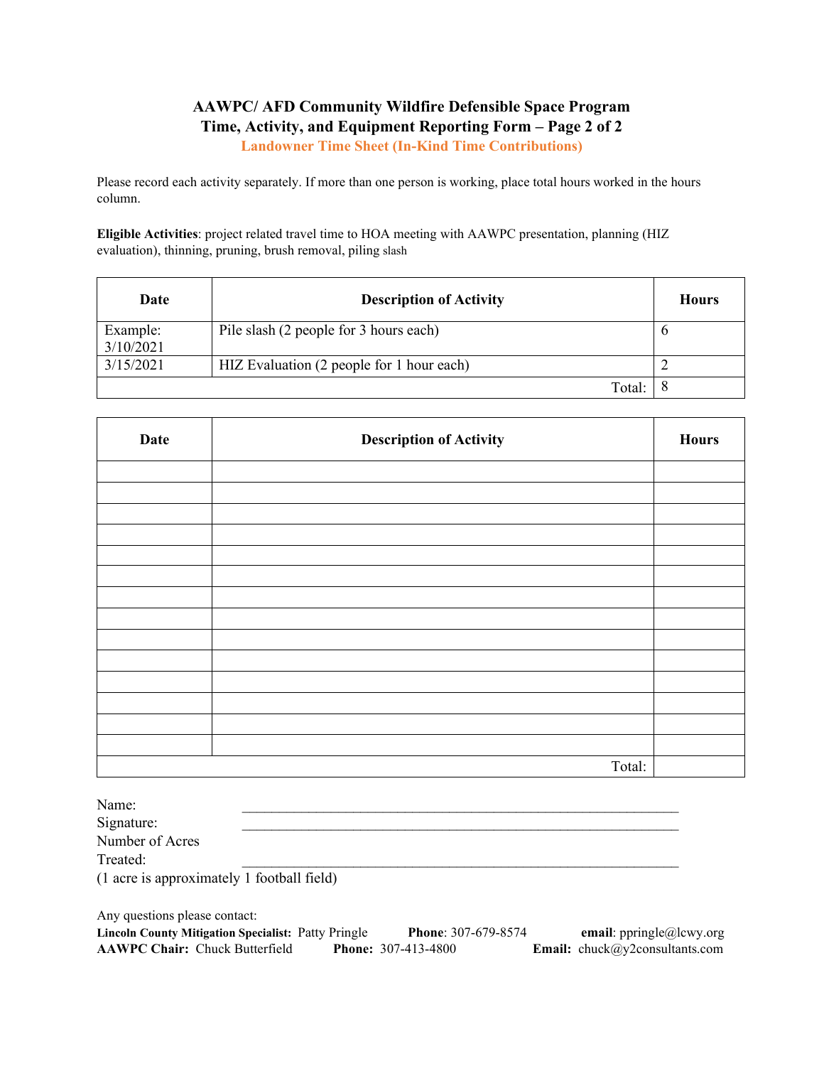# AAWPC/ AFD Community Wildfire Defensible Space Program

## Time, Activity, and Equipment Reporting Form – Page 2 of 2

### Landowner Time Sheet (In-Kind Time Contributions)

Please record each activity separately. If more than one person is working, place total hours worked in the hours column.

**Eligible Activities**: project related travel time to HOA meeting with AAWPC presentation, planning (HIZ evaluation), thinning, pruning, brush removal, piling slash

| Date | Description of Activity | Hours |
|---|---|---|
| Example: 3/10/2021 | Pile slash (2 people for 3 hours each) | 6 |
| 3/15/2021 | HIZ Evaluation (2 people for 1 hour each) | 2 |
| | Total: | 8 |

| Date | Description of Activity | Hours |
|---|---|---|
| | | |
| | | |
| | | |
| | | |
| | | |
| | | |
| | | |
| | | |
| | | |
| | | |
| | | |
| | | |
| | | |
| | | |
| | Total: | |

Name: ____________________________________________

Signature: ____________________________________________

Number of Acres Treated: ____________________________________________

(1 acre is approximately 1 football field)

Any questions please contact:

**Lincoln County Mitigation Specialist:** Patty Pringle **Phone**: 307-679-8574 **email**: ppringle@lcwy.org

**AAWPC Chair:** Chuck Butterfield **Phone:** 307-413-4800 **Email:** chuck@y2consultants.com